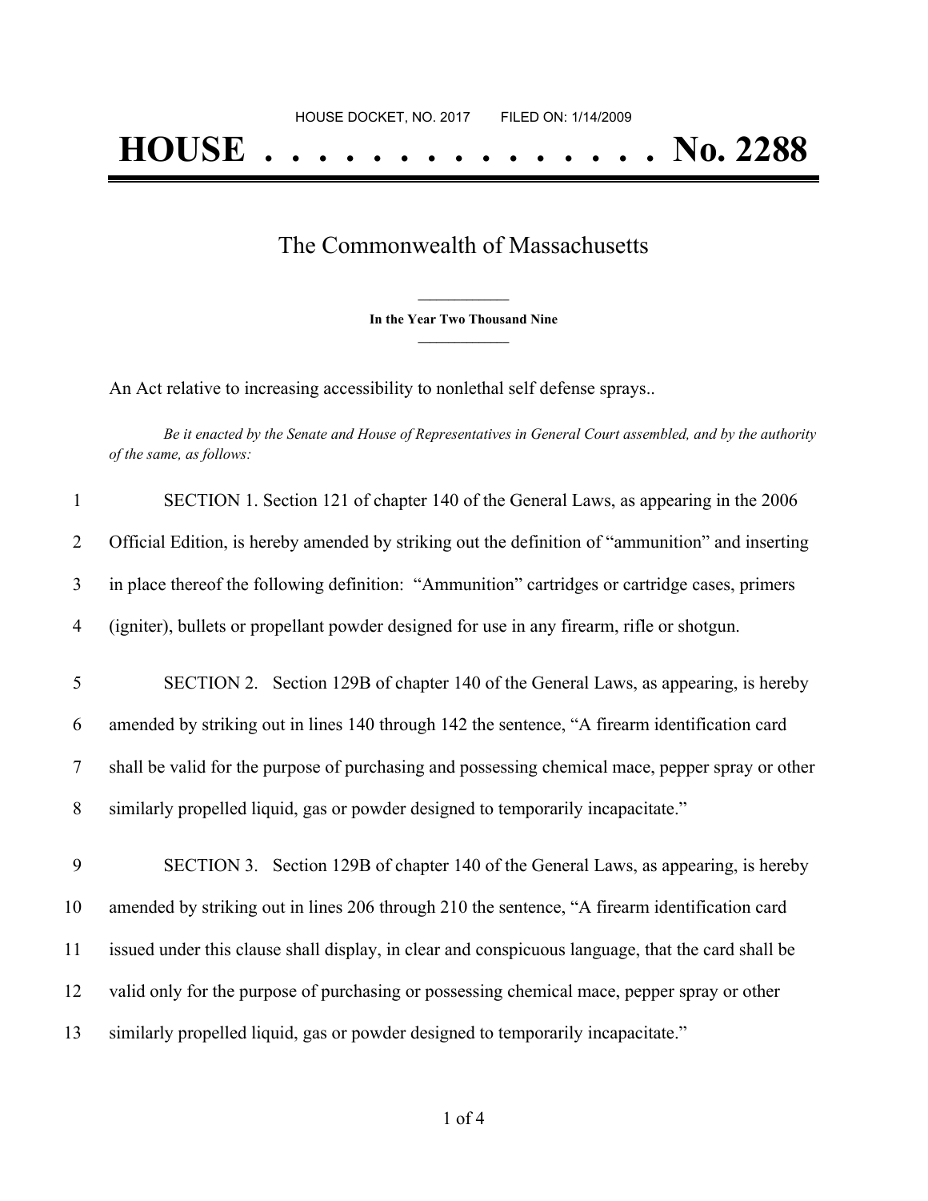HOUSE DOCKET, NO. 2017 FILED ON: 1/14/2009

# HOUSE . . . . . . . . . . . . . . . No. 2288

## The Commonwealth of Massachusetts

**In the Year Two Thousand Nine**

An Act relative to increasing accessibility to nonlethal self defense sprays..

*Be it enacted by the Senate and House of Representatives in General Court assembled, and by the authority of the same, as follows:*

1 SECTION 1. Section 121 of chapter 140 of the General Laws, as appearing in the 2006
2 Official Edition, is hereby amended by striking out the definition of "ammunition" and inserting
3 in place thereof the following definition: "Ammunition" cartridges or cartridge cases, primers
4 (igniter), bullets or propellant powder designed for use in any firearm, rifle or shotgun.

5 SECTION 2. Section 129B of chapter 140 of the General Laws, as appearing, is hereby
6 amended by striking out in lines 140 through 142 the sentence, "A firearm identification card
7 shall be valid for the purpose of purchasing and possessing chemical mace, pepper spray or other
8 similarly propelled liquid, gas or powder designed to temporarily incapacitate."

9 SECTION 3. Section 129B of chapter 140 of the General Laws, as appearing, is hereby
10 amended by striking out in lines 206 through 210 the sentence, "A firearm identification card
11 issued under this clause shall display, in clear and conspicuous language, that the card shall be
12 valid only for the purpose of purchasing or possessing chemical mace, pepper spray or other
13 similarly propelled liquid, gas or powder designed to temporarily incapacitate."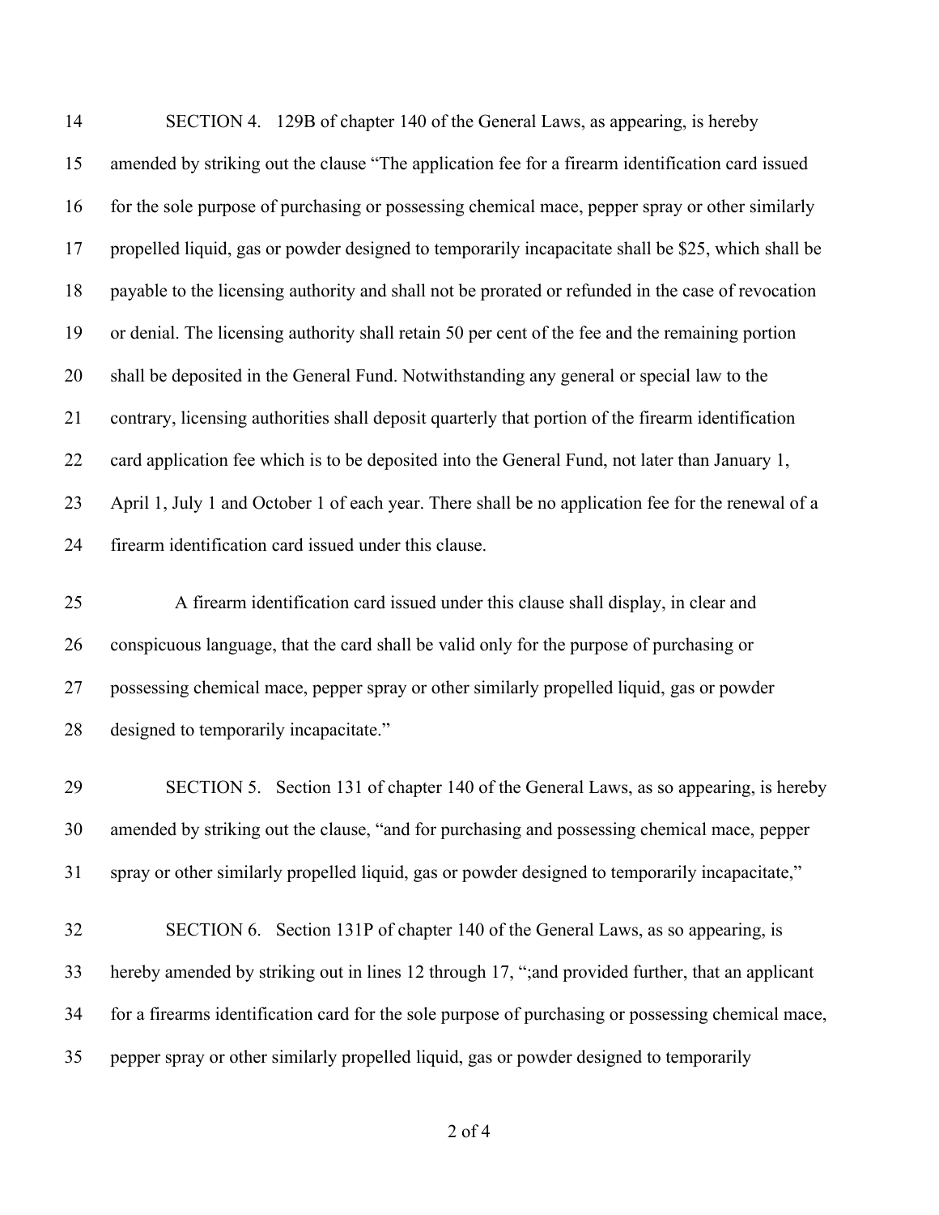SECTION 4. 129B of chapter 140 of the General Laws, as appearing, is hereby amended by striking out the clause "The application fee for a firearm identification card issued for the sole purpose of purchasing or possessing chemical mace, pepper spray or other similarly propelled liquid, gas or powder designed to temporarily incapacitate shall be $25, which shall be payable to the licensing authority and shall not be prorated or refunded in the case of revocation or denial. The licensing authority shall retain 50 per cent of the fee and the remaining portion shall be deposited in the General Fund. Notwithstanding any general or special law to the contrary, licensing authorities shall deposit quarterly that portion of the firearm identification card application fee which is to be deposited into the General Fund, not later than January 1, April 1, July 1 and October 1 of each year. There shall be no application fee for the renewal of a firearm identification card issued under this clause.

A firearm identification card issued under this clause shall display, in clear and conspicuous language, that the card shall be valid only for the purpose of purchasing or possessing chemical mace, pepper spray or other similarly propelled liquid, gas or powder designed to temporarily incapacitate."

SECTION 5. Section 131 of chapter 140 of the General Laws, as so appearing, is hereby amended by striking out the clause, "and for purchasing and possessing chemical mace, pepper spray or other similarly propelled liquid, gas or powder designed to temporarily incapacitate,"

SECTION 6. Section 131P of chapter 140 of the General Laws, as so appearing, is hereby amended by striking out in lines 12 through 17, ";and provided further, that an applicant for a firearms identification card for the sole purpose of purchasing or possessing chemical mace, pepper spray or other similarly propelled liquid, gas or powder designed to temporarily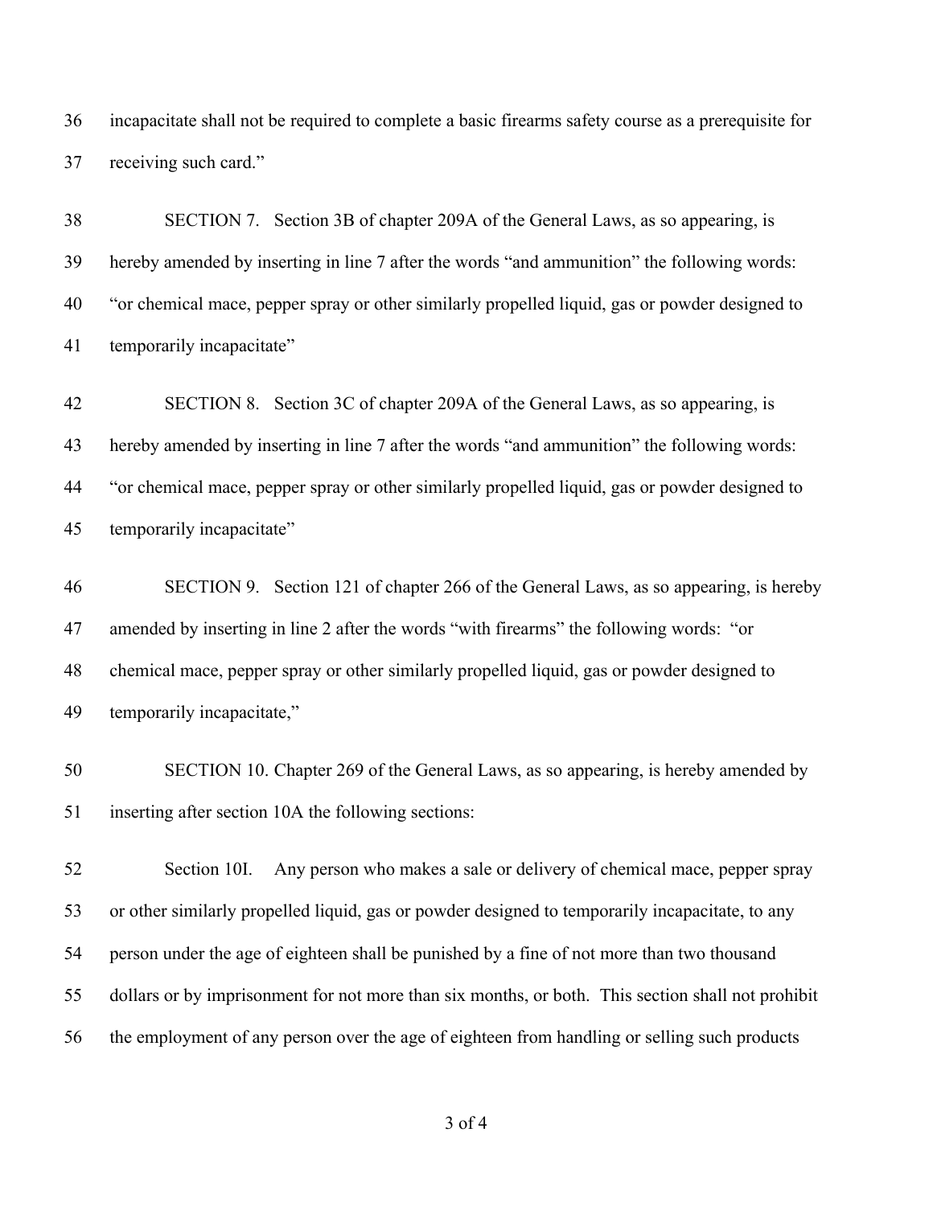incapacitate shall not be required to complete a basic firearms safety course as a prerequisite for receiving such card."

SECTION 7. Section 3B of chapter 209A of the General Laws, as so appearing, is hereby amended by inserting in line 7 after the words "and ammunition" the following words: "or chemical mace, pepper spray or other similarly propelled liquid, gas or powder designed to temporarily incapacitate"

SECTION 8. Section 3C of chapter 209A of the General Laws, as so appearing, is hereby amended by inserting in line 7 after the words "and ammunition" the following words: "or chemical mace, pepper spray or other similarly propelled liquid, gas or powder designed to temporarily incapacitate"

SECTION 9. Section 121 of chapter 266 of the General Laws, as so appearing, is hereby amended by inserting in line 2 after the words "with firearms" the following words: "or chemical mace, pepper spray or other similarly propelled liquid, gas or powder designed to temporarily incapacitate,"

SECTION 10. Chapter 269 of the General Laws, as so appearing, is hereby amended by inserting after section 10A the following sections:

Section 10I. Any person who makes a sale or delivery of chemical mace, pepper spray or other similarly propelled liquid, gas or powder designed to temporarily incapacitate, to any person under the age of eighteen shall be punished by a fine of not more than two thousand dollars or by imprisonment for not more than six months, or both. This section shall not prohibit the employment of any person over the age of eighteen from handling or selling such products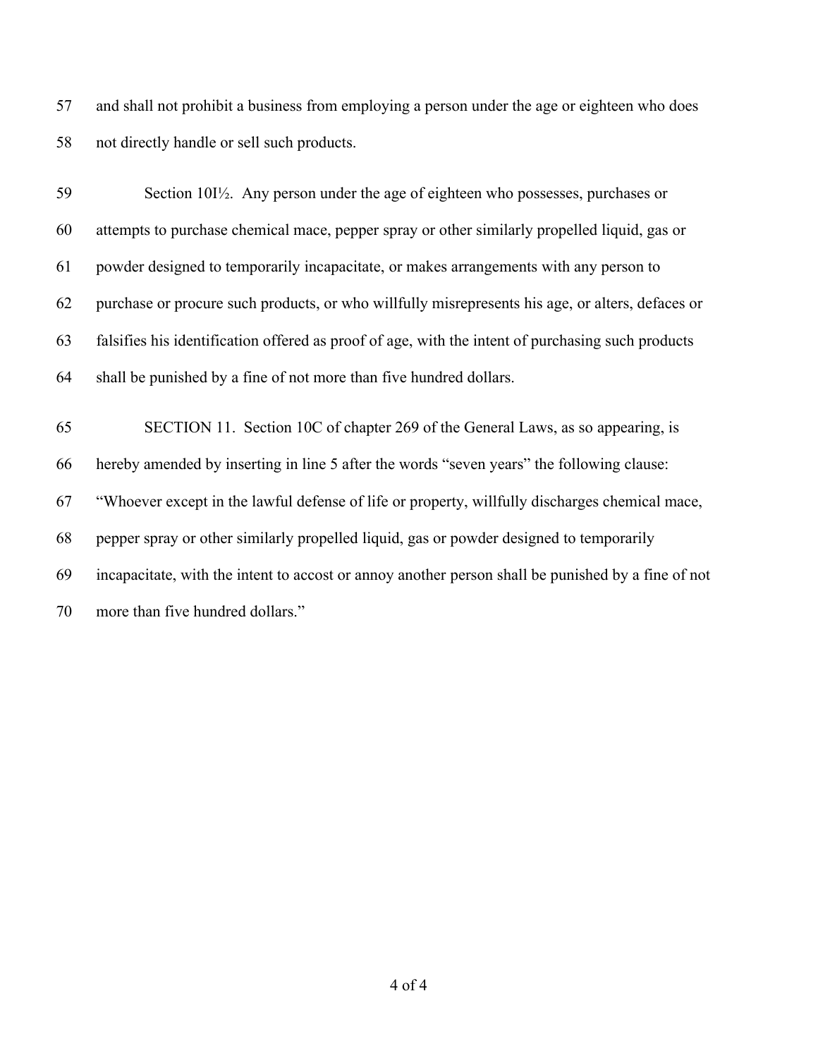and shall not prohibit a business from employing a person under the age or eighteen who does not directly handle or sell such products.

Section 10I½. Any person under the age of eighteen who possesses, purchases or attempts to purchase chemical mace, pepper spray or other similarly propelled liquid, gas or powder designed to temporarily incapacitate, or makes arrangements with any person to purchase or procure such products, or who willfully misrepresents his age, or alters, defaces or falsifies his identification offered as proof of age, with the intent of purchasing such products shall be punished by a fine of not more than five hundred dollars.

SECTION 11. Section 10C of chapter 269 of the General Laws, as so appearing, is hereby amended by inserting in line 5 after the words "seven years" the following clause: "Whoever except in the lawful defense of life or property, willfully discharges chemical mace, pepper spray or other similarly propelled liquid, gas or powder designed to temporarily incapacitate, with the intent to accost or annoy another person shall be punished by a fine of not more than five hundred dollars."